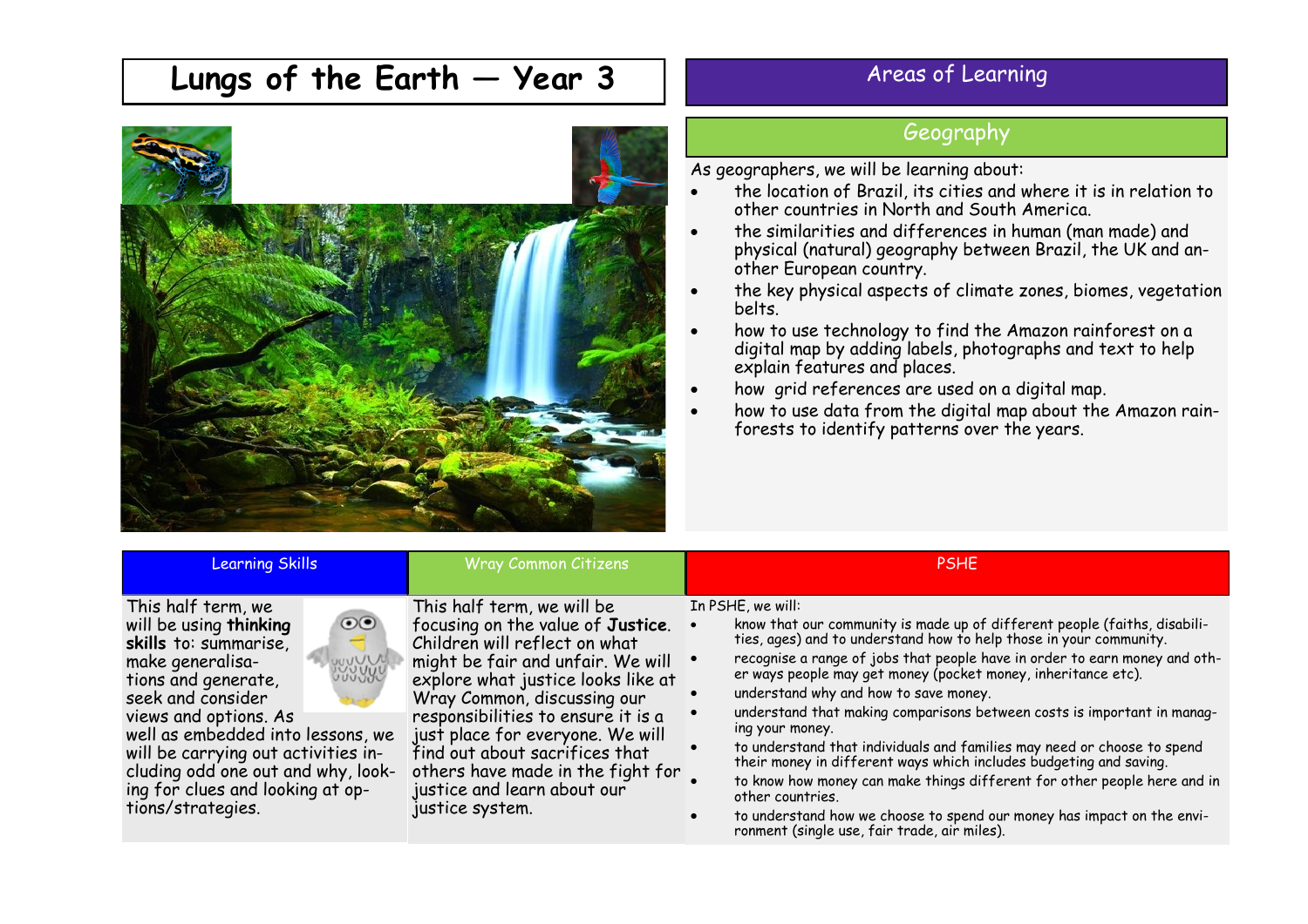# Lungs of the Earth — Year 3

## Areas of Learning

### Geography

As geographers, we will be learning about:

- the location of Brazil, its cities and where it is in relation to other countries in North and South America.
- the similarities and differences in human (man made) and physical (natural) geography between Brazil, the UK and another European country.
- the key physical aspects of climate zones, biomes, vegetation belts.
- how to use technology to find the Amazon rainforest on a digital map by adding labels, photographs and text to help explain features and places.
- how grid references are used on a digital map.
- how to use data from the digital map about the Amazon rainforests to identify patterns over the years.

### Learning Skills

This half term, we will be using **thinking skills** to: summarise, make generalisations and generate, seek and consider views and options. As well as embedded into lessons, we will be carrying out activities including odd one out and why, looking for clues and looking at options/strategies.

### Wray Common Citizens

This half term, we will be focusing on the value of **Justice**. Children will reflect on what might be fair and unfair. We will explore what justice looks like at Wray Common, discussing our responsibilities to ensure it is a just place for everyone. We will find out about sacrifices that others have made in the fight for justice and learn about our justice system.

### PSHE

In PSHE, we will:

- know that our community is made up of different people (faiths, disabilities, ages) and to understand how to help those in your community.
- recognise a range of jobs that people have in order to earn money and other ways people may get money (pocket money, inheritance etc).
- understand why and how to save money.
- understand that making comparisons between costs is important in managing your money.
- to understand that individuals and families may need or choose to spend their money in different ways which includes budgeting and saving.
- to know how money can make things different for other people here and in other countries.
- to understand how we choose to spend our money has impact on the environment (single use, fair trade, air miles).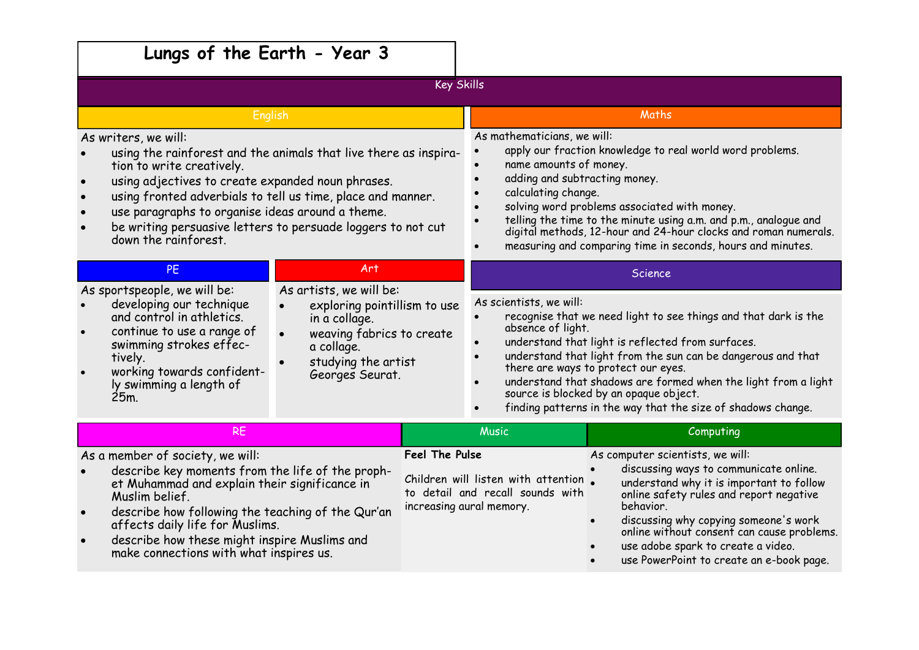# Lungs of the Earth - Year 3

## Key Skills

### English

As writers, we will:

- using the rainforest and the animals that live there as inspiration to write creatively.
- using adjectives to create expanded noun phrases.
- using fronted adverbials to tell us time, place and manner.
- use paragraphs to organise ideas around a theme.
- be writing persuasive letters to persuade loggers to not cut down the rainforest.

### Maths

As mathematicians, we will:

- apply our fraction knowledge to real world word problems.
- name amounts of money.
- adding and subtracting money.
- calculating change.
- solving word problems associated with money.
- telling the time to the minute using a.m. and p.m., analogue and digital methods, 12-hour and 24-hour clocks and roman numerals.
- measuring and comparing time in seconds, hours and minutes.

### PE

As sportspeople, we will be:

- developing our technique and control in athletics.
- continue to use a range of swimming strokes effectively.
- working towards confidently swimming a length of 25m.

### Art

As artists, we will be:

- exploring pointillism to use in a collage.
- weaving fabrics to create a collage.
- studying the artist Georges Seurat.

### Science

As scientists, we will:

- recognise that we need light to see things and that dark is the absence of light.
- understand that light is reflected from surfaces.
- understand that light from the sun can be dangerous and that there are ways to protect our eyes.
- understand that shadows are formed when the light from a light source is blocked by an opaque object.
- finding patterns in the way that the size of shadows change.

### RE

As a member of society, we will:

- describe key moments from the life of the prophet Muhammad and explain their significance in Muslim belief.
- describe how following the teaching of the Qur'an affects daily life for Muslims.
- describe how these might inspire Muslims and make connections with what inspires us.

### Music

**Feel The Pulse**

Children will listen with attention to detail and recall sounds with increasing aural memory.

### Computing

As computer scientists, we will:

- discussing ways to communicate online.
- understand why it is important to follow online safety rules and report negative behavior.
- discussing why copying someone's work online without consent can cause problems.
- use adobe spark to create a video.
- use PowerPoint to create an e-book page.